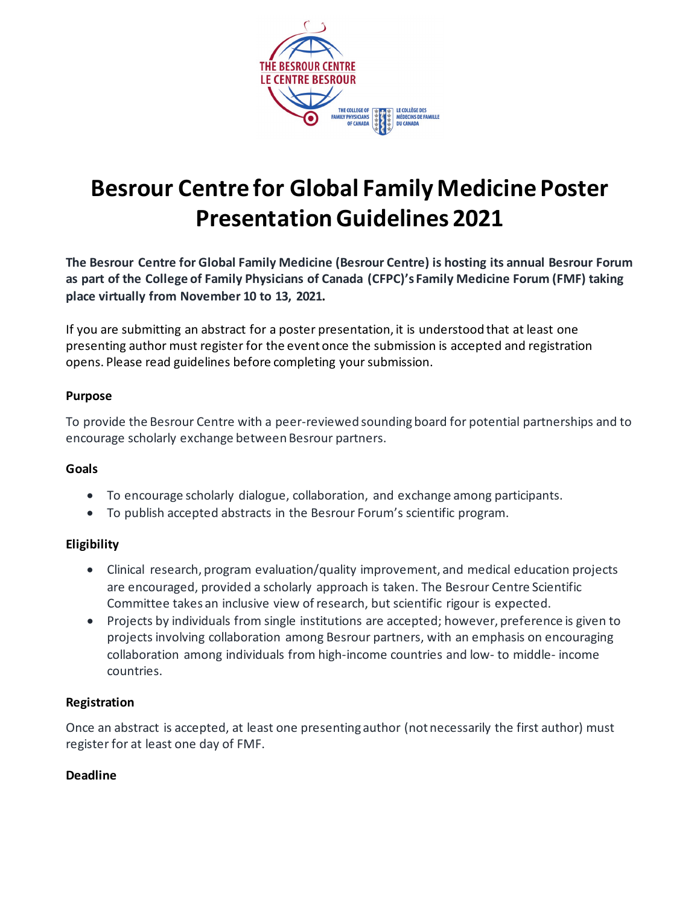# Besrour Centre for Global Family Medicine Poster Presentation Guidelines 2021

**The Besrour Centre for Global Family Medicine (Besrour Centre) is hosting its annual Besrour Forum as part of the College of Family Physicians of Canada (CFPC)'s Family Medicine Forum (FMF) taking place virtually from November 10 to 13, 2021.**

If you are submitting an abstract for a poster presentation, it is understood that at least one presenting author must register for the event once the submission is accepted and registration opens. Please read guidelines before completing your submission.

### Purpose

To provide the Besrour Centre with a peer-reviewed sounding board for potential partnerships and to encourage scholarly exchange between Besrour partners.

### Goals

- To encourage scholarly dialogue, collaboration, and exchange among participants.
- To publish accepted abstracts in the Besrour Forum's scientific program.

### Eligibility

- Clinical research, program evaluation/quality improvement, and medical education projects are encouraged, provided a scholarly approach is taken. The Besrour Centre Scientific Committee takes an inclusive view of research, but scientific rigour is expected.
- Projects by individuals from single institutions are accepted; however, preference is given to projects involving collaboration among Besrour partners, with an emphasis on encouraging collaboration among individuals from high-income countries and low- to middle- income countries.

### Registration

Once an abstract is accepted, at least one presenting author (not necessarily the first author) must register for at least one day of FMF.

### Deadline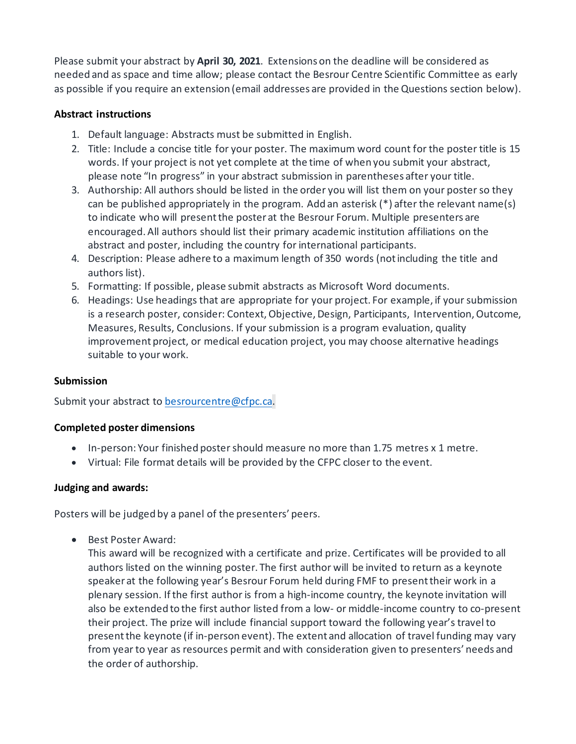Please submit your abstract by **April 30, 2021**. Extensions on the deadline will be considered as needed and as space and time allow; please contact the Besrour Centre Scientific Committee as early as possible if you require an extension (email addresses are provided in the Questions section below).

**Abstract instructions**

1. Default language: Abstracts must be submitted in English.
2. Title: Include a concise title for your poster. The maximum word count for the poster title is 15 words. If your project is not yet complete at the time of when you submit your abstract, please note "In progress" in your abstract submission in parentheses after your title.
3. Authorship: All authors should be listed in the order you will list them on your poster so they can be published appropriately in the program. Add an asterisk (*) after the relevant name(s) to indicate who will present the poster at the Besrour Forum. Multiple presenters are encouraged. All authors should list their primary academic institution affiliations on the abstract and poster, including the country for international participants.
4. Description: Please adhere to a maximum length of 350 words (not including the title and authors list).
5. Formatting: If possible, please submit abstracts as Microsoft Word documents.
6. Headings: Use headings that are appropriate for your project. For example, if your submission is a research poster, consider: Context, Objective, Design, Participants, Intervention, Outcome, Measures, Results, Conclusions. If your submission is a program evaluation, quality improvement project, or medical education project, you may choose alternative headings suitable to your work.

**Submission**

Submit your abstract to besrourcentre@cfpc.ca.

**Completed poster dimensions**

- In-person: Your finished poster should measure no more than 1.75 metres x 1 metre.
- Virtual: File format details will be provided by the CFPC closer to the event.

**Judging and awards:**

Posters will be judged by a panel of the presenters' peers.

- Best Poster Award:
  This award will be recognized with a certificate and prize. Certificates will be provided to all authors listed on the winning poster. The first author will be invited to return as a keynote speaker at the following year's Besrour Forum held during FMF to present their work in a plenary session. If the first author is from a high-income country, the keynote invitation will also be extended to the first author listed from a low- or middle-income country to co-present their project. The prize will include financial support toward the following year's travel to present the keynote (if in-person event). The extent and allocation of travel funding may vary from year to year as resources permit and with consideration given to presenters' needs and the order of authorship.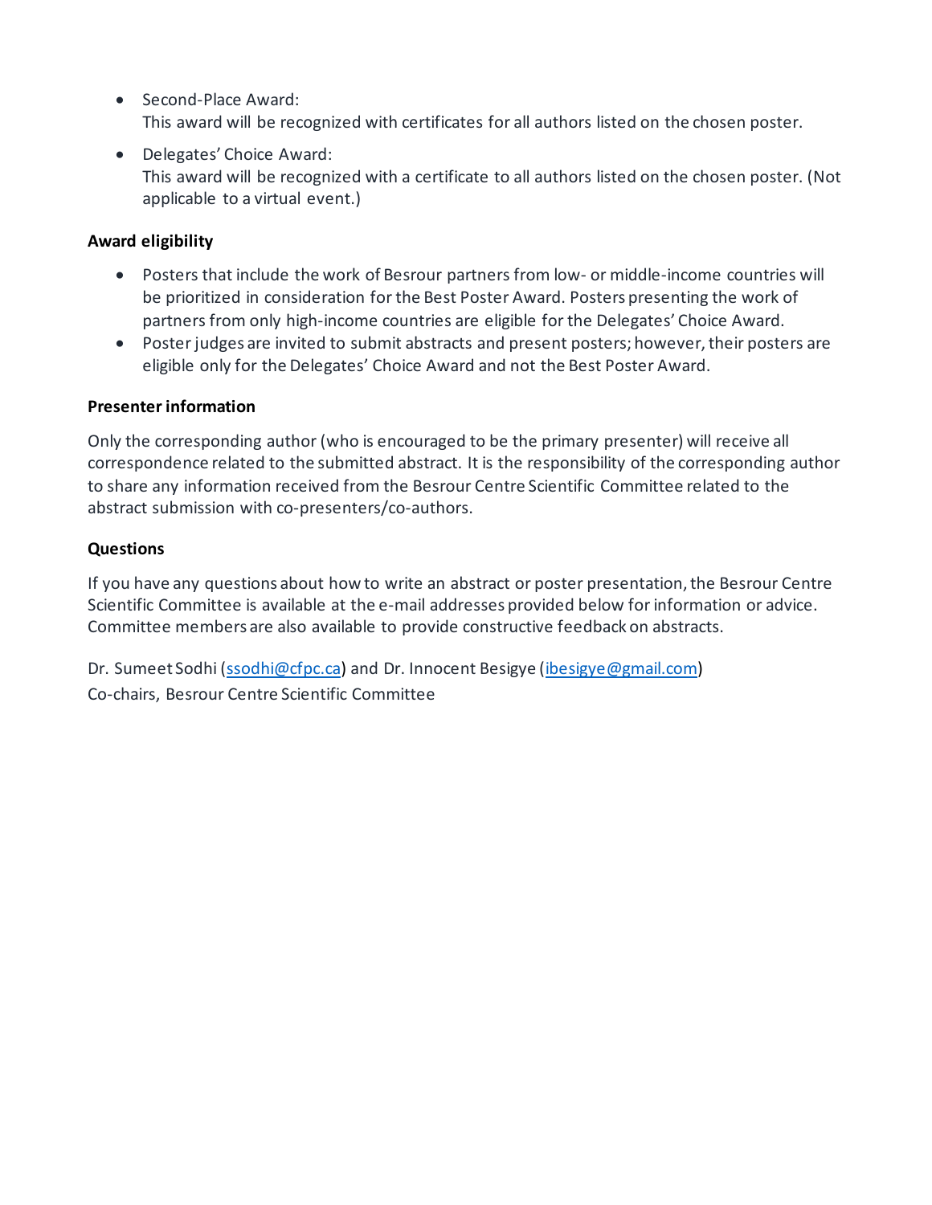- Second-Place Award:
  This award will be recognized with certificates for all authors listed on the chosen poster.
- Delegates' Choice Award:
  This award will be recognized with a certificate to all authors listed on the chosen poster. (Not applicable to a virtual event.)

**Award eligibility**

- Posters that include the work of Besrour partners from low- or middle-income countries will be prioritized in consideration for the Best Poster Award. Posters presenting the work of partners from only high-income countries are eligible for the Delegates' Choice Award.
- Poster judges are invited to submit abstracts and present posters; however, their posters are eligible only for the Delegates' Choice Award and not the Best Poster Award.

**Presenter information**

Only the corresponding author (who is encouraged to be the primary presenter) will receive all correspondence related to the submitted abstract. It is the responsibility of the corresponding author to share any information received from the Besrour Centre Scientific Committee related to the abstract submission with co-presenters/co-authors.

**Questions**

If you have any questions about how to write an abstract or poster presentation, the Besrour Centre Scientific Committee is available at the e-mail addresses provided below for information or advice. Committee members are also available to provide constructive feedback on abstracts.

Dr. Sumeet Sodhi (ssodhi@cfpc.ca) and Dr. Innocent Besigye (ibesigye@gmail.com)
Co-chairs, Besrour Centre Scientific Committee